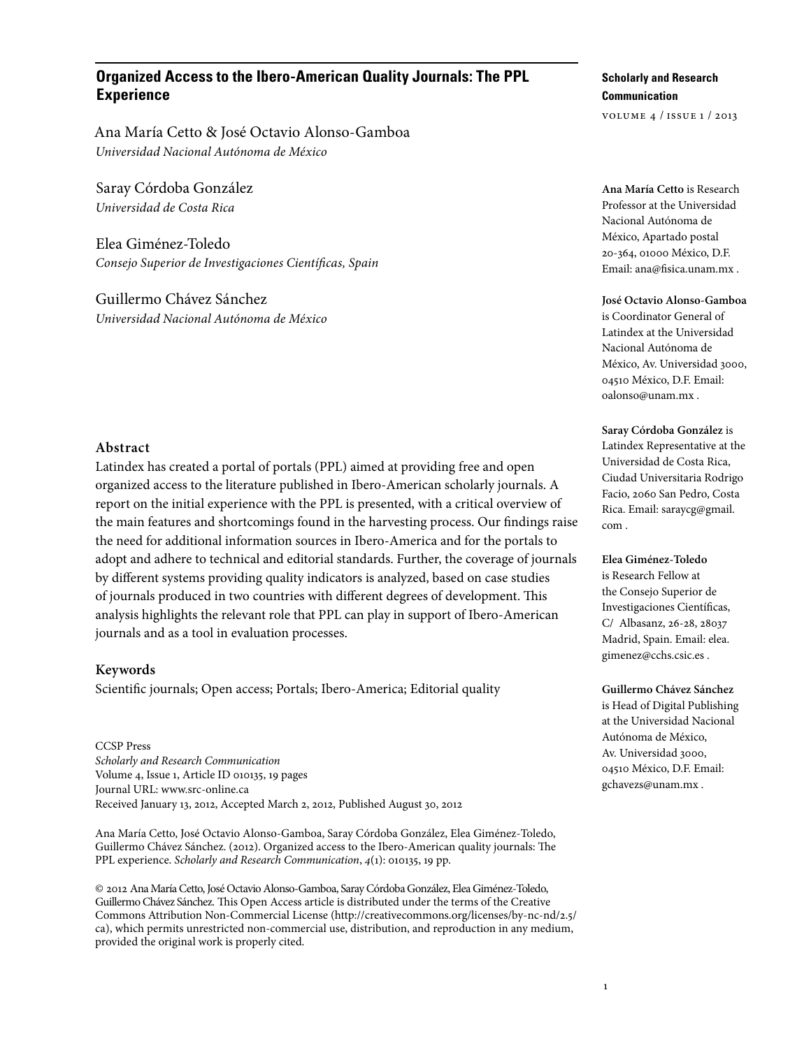# Organized Access to the Ibero-American Quality Journals: The PPL Experience

Ana María Cetto & José Octavio Alonso-Gamboa
*Universidad Nacional Autónoma de México*

Saray Córdoba González
*Universidad de Costa Rica*

Elea Giménez-Toledo
*Consejo Superior de Investigaciones Científicas, Spain*

Guillermo Chávez Sánchez
*Universidad Nacional Autónoma de México*

**Scholarly and Research Communication**

VOLUME 4 / ISSUE 1 / 2013

**Ana María Cetto** is Research Professor at the Universidad Nacional Autónoma de México, Apartado postal 20-364, 01000 México, D.F. Email: ana@fisica.unam.mx .

**José Octavio Alonso-Gamboa** is Coordinator General of Latindex at the Universidad Nacional Autónoma de México, Av. Universidad 3000, 04510 México, D.F. Email: oalonso@unam.mx .

**Saray Córdoba González** is Latindex Representative at the Universidad de Costa Rica, Ciudad Universitaria Rodrigo Facio, 2060 San Pedro, Costa Rica. Email: saraycg@gmail.com .

**Elea Giménez-Toledo** is Research Fellow at the Consejo Superior de Investigaciones Científicas, C/ Albasanz, 26-28, 28037 Madrid, Spain. Email: elea.gimenez@cchs.csic.es .

**Guillermo Chávez Sánchez** is Head of Digital Publishing at the Universidad Nacional Autónoma de México, Av. Universidad 3000, 04510 México, D.F. Email: gchavezs@unam.mx .

## Abstract

Latindex has created a portal of portals (PPL) aimed at providing free and open organized access to the literature published in Ibero-American scholarly journals. A report on the initial experience with the PPL is presented, with a critical overview of the main features and shortcomings found in the harvesting process. Our findings raise the need for additional information sources in Ibero-America and for the portals to adopt and adhere to technical and editorial standards. Further, the coverage of journals by different systems providing quality indicators is analyzed, based on case studies of journals produced in two countries with different degrees of development. This analysis highlights the relevant role that PPL can play in support of Ibero-American journals and as a tool in evaluation processes.

## Keywords

Scientific journals; Open access; Portals; Ibero-America; Editorial quality

CCSP Press
*Scholarly and Research Communication*
Volume 4, Issue 1, Article ID 010135, 19 pages
Journal URL: www.src-online.ca
Received January 13, 2012, Accepted March 2, 2012, Published August 30, 2012

Ana María Cetto, José Octavio Alonso-Gamboa, Saray Córdoba González, Elea Giménez-Toledo, Guillermo Chávez Sánchez. (2012). Organized access to the Ibero-American quality journals: The PPL experience. *Scholarly and Research Communication*, *4*(1): 010135, 19 pp.

© 2012 Ana María Cetto, José Octavio Alonso-Gamboa, Saray Córdoba González, Elea Giménez-Toledo, Guillermo Chávez Sánchez. This Open Access article is distributed under the terms of the Creative Commons Attribution Non-Commercial License (http://creativecommons.org/licenses/by-nc-nd/2.5/ca), which permits unrestricted non-commercial use, distribution, and reproduction in any medium, provided the original work is properly cited.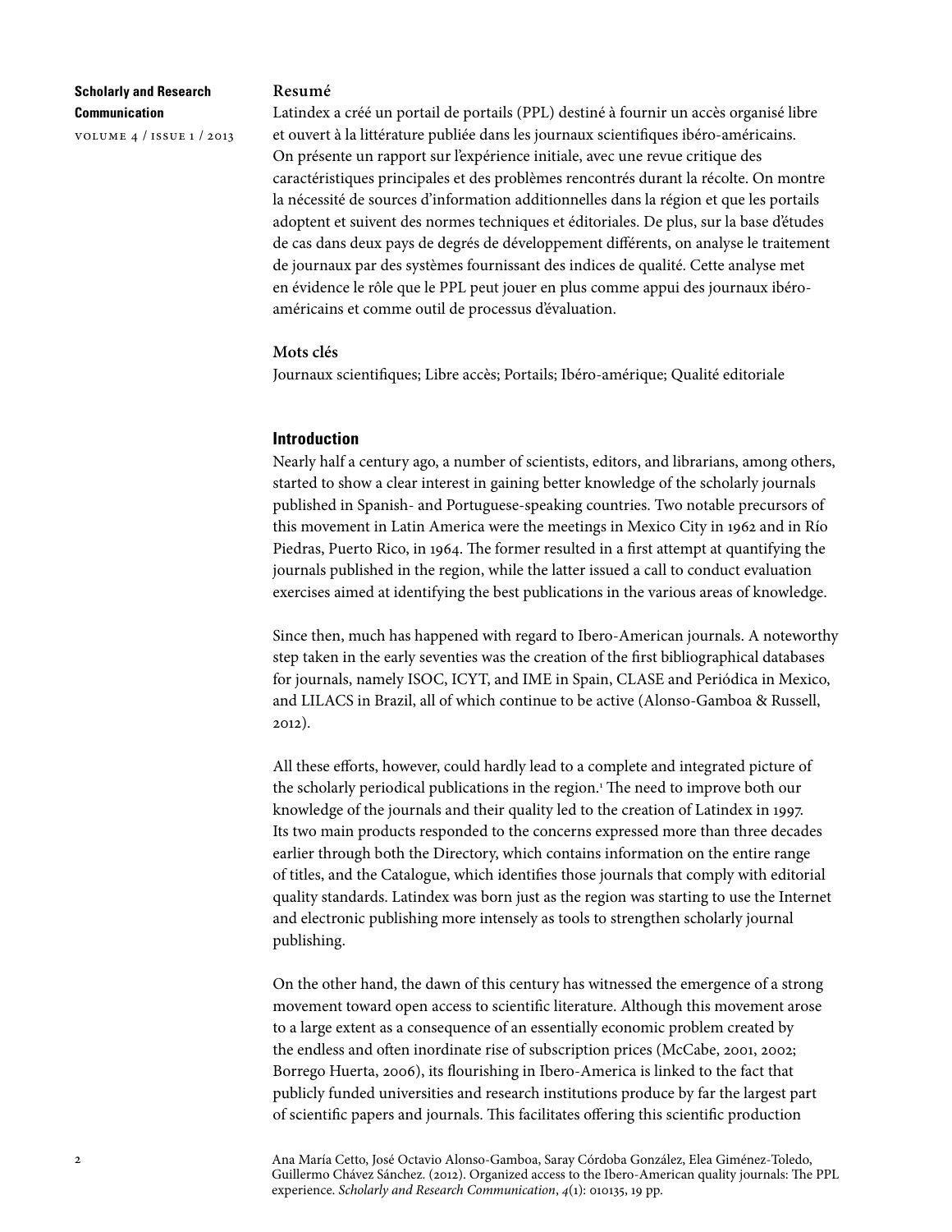**Resumé**

Latindex a créé un portail de portails (PPL) destiné à fournir un accès organisé libre et ouvert à la littérature publiée dans les journaux scientifiques ibéro-américains. On présente un rapport sur l'expérience initiale, avec une revue critique des caractéristiques principales et des problèmes rencontrés durant la récolte. On montre la nécessité de sources d'information additionnelles dans la région et que les portails adoptent et suivent des normes techniques et éditoriales. De plus, sur la base d'études de cas dans deux pays de degrés de développement différents, on analyse le traitement de journaux par des systèmes fournissant des indices de qualité. Cette analyse met en évidence le rôle que le PPL peut jouer en plus comme appui des journaux ibéro-américains et comme outil de processus d'évaluation.

**Mots clés**

Journaux scientifiques; Libre accès; Portails; Ibéro-amérique; Qualité editoriale

## Introduction

Nearly half a century ago, a number of scientists, editors, and librarians, among others, started to show a clear interest in gaining better knowledge of the scholarly journals published in Spanish- and Portuguese-speaking countries. Two notable precursors of this movement in Latin America were the meetings in Mexico City in 1962 and in Río Piedras, Puerto Rico, in 1964. The former resulted in a first attempt at quantifying the journals published in the region, while the latter issued a call to conduct evaluation exercises aimed at identifying the best publications in the various areas of knowledge.

Since then, much has happened with regard to Ibero-American journals. A noteworthy step taken in the early seventies was the creation of the first bibliographical databases for journals, namely ISOC, ICYT, and IME in Spain, CLASE and Periódica in Mexico, and LILACS in Brazil, all of which continue to be active (Alonso-Gamboa & Russell, 2012).

All these efforts, however, could hardly lead to a complete and integrated picture of the scholarly periodical publications in the region.[1] The need to improve both our knowledge of the journals and their quality led to the creation of Latindex in 1997. Its two main products responded to the concerns expressed more than three decades earlier through both the Directory, which contains information on the entire range of titles, and the Catalogue, which identifies those journals that comply with editorial quality standards. Latindex was born just as the region was starting to use the Internet and electronic publishing more intensely as tools to strengthen scholarly journal publishing.

On the other hand, the dawn of this century has witnessed the emergence of a strong movement toward open access to scientific literature. Although this movement arose to a large extent as a consequence of an essentially economic problem created by the endless and often inordinate rise of subscription prices (McCabe, 2001, 2002; Borrego Huerta, 2006), its flourishing in Ibero-America is linked to the fact that publicly funded universities and research institutions produce by far the largest part of scientific papers and journals. This facilitates offering this scientific production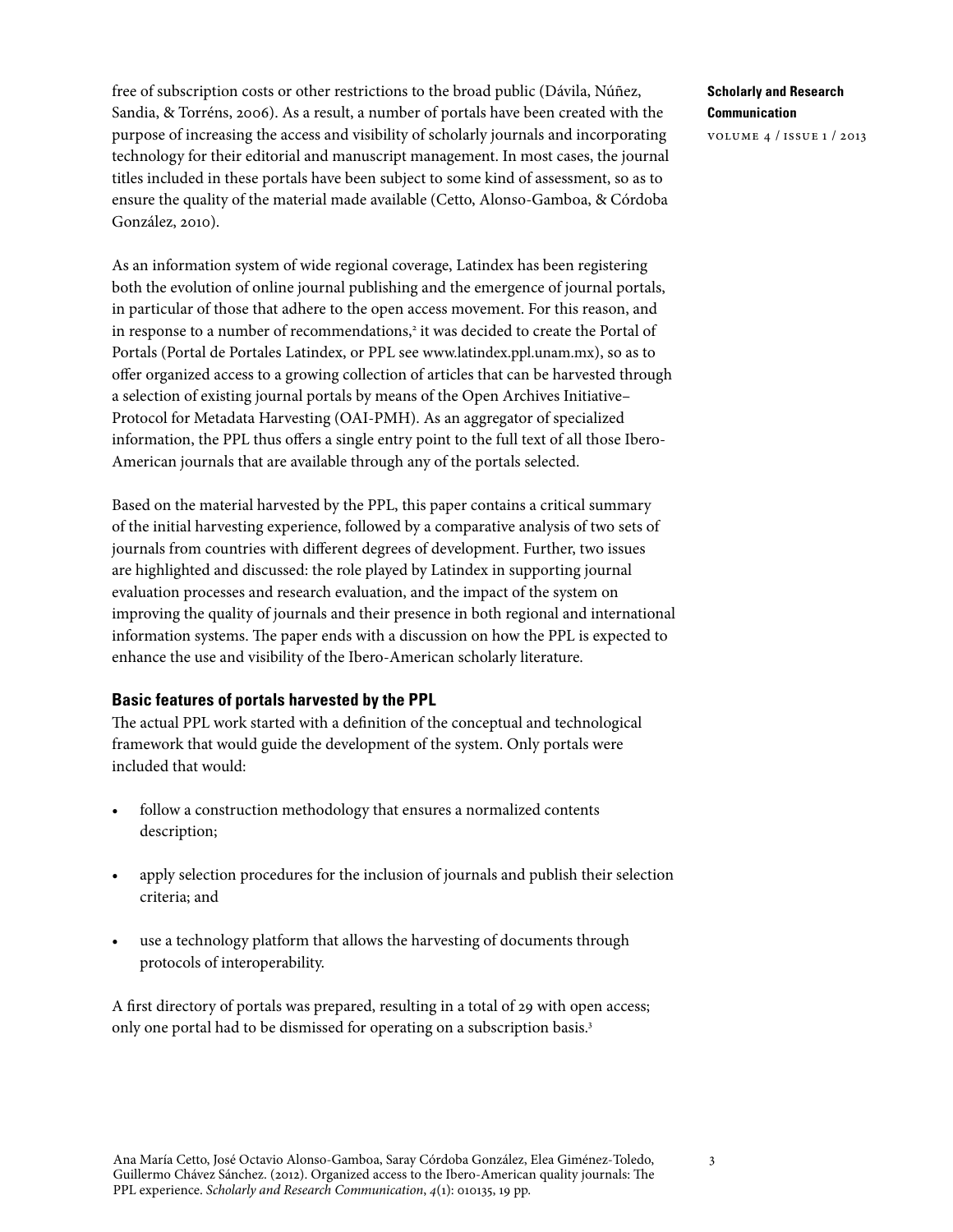free of subscription costs or other restrictions to the broad public (Dávila, Núñez, Sandia, & Torréns, 2006). As a result, a number of portals have been created with the purpose of increasing the access and visibility of scholarly journals and incorporating technology for their editorial and manuscript management. In most cases, the journal titles included in these portals have been subject to some kind of assessment, so as to ensure the quality of the material made available (Cetto, Alonso-Gamboa, & Córdoba González, 2010).

As an information system of wide regional coverage, Latindex has been registering both the evolution of online journal publishing and the emergence of journal portals, in particular of those that adhere to the open access movement. For this reason, and in response to a number of recommendations,[2] it was decided to create the Portal of Portals (Portal de Portales Latindex, or PPL see www.latindex.ppl.unam.mx), so as to offer organized access to a growing collection of articles that can be harvested through a selection of existing journal portals by means of the Open Archives Initiative–Protocol for Metadata Harvesting (OAI-PMH). As an aggregator of specialized information, the PPL thus offers a single entry point to the full text of all those Ibero-American journals that are available through any of the portals selected.

Based on the material harvested by the PPL, this paper contains a critical summary of the initial harvesting experience, followed by a comparative analysis of two sets of journals from countries with different degrees of development. Further, two issues are highlighted and discussed: the role played by Latindex in supporting journal evaluation processes and research evaluation, and the impact of the system on improving the quality of journals and their presence in both regional and international information systems. The paper ends with a discussion on how the PPL is expected to enhance the use and visibility of the Ibero-American scholarly literature.

### Basic features of portals harvested by the PPL

The actual PPL work started with a definition of the conceptual and technological framework that would guide the development of the system. Only portals were included that would:

- follow a construction methodology that ensures a normalized contents description;
- apply selection procedures for the inclusion of journals and publish their selection criteria; and
- use a technology platform that allows the harvesting of documents through protocols of interoperability.

A first directory of portals was prepared, resulting in a total of 29 with open access; only one portal had to be dismissed for operating on a subscription basis.[3]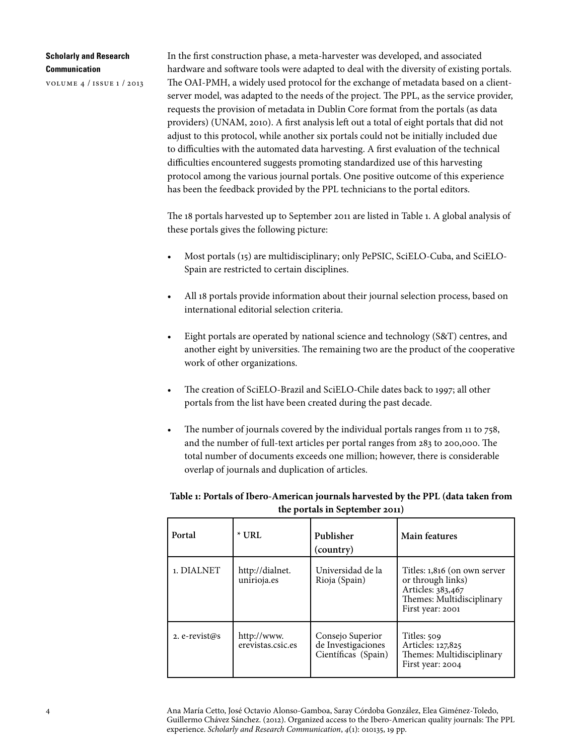In the first construction phase, a meta-harvester was developed, and associated hardware and software tools were adapted to deal with the diversity of existing portals. The OAI-PMH, a widely used protocol for the exchange of metadata based on a client-server model, was adapted to the needs of the project. The PPL, as the service provider, requests the provision of metadata in Dublin Core format from the portals (as data providers) (UNAM, 2010). A first analysis left out a total of eight portals that did not adjust to this protocol, while another six portals could not be initially included due to difficulties with the automated data harvesting. A first evaluation of the technical difficulties encountered suggests promoting standardized use of this harvesting protocol among the various journal portals. One positive outcome of this experience has been the feedback provided by the PPL technicians to the portal editors.

The 18 portals harvested up to September 2011 are listed in Table 1. A global analysis of these portals gives the following picture:

- Most portals (15) are multidisciplinary; only PePSIC, SciELO-Cuba, and SciELO-Spain are restricted to certain disciplines.
- All 18 portals provide information about their journal selection process, based on international editorial selection criteria.
- Eight portals are operated by national science and technology (S&T) centres, and another eight by universities. The remaining two are the product of the cooperative work of other organizations.
- The creation of SciELO-Brazil and SciELO-Chile dates back to 1997; all other portals from the list have been created during the past decade.
- The number of journals covered by the individual portals ranges from 11 to 758, and the number of full-text articles per portal ranges from 283 to 200,000. The total number of documents exceeds one million; however, there is considerable overlap of journals and duplication of articles.

**Table 1: Portals of Ibero-American journals harvested by the PPL (data taken from the portals in September 2011)**

| Portal | * URL | Publisher (country) | Main features |
|---|---|---|---|
| 1. DIALNET | http://dialnet.unirioja.es | Universidad de la Rioja (Spain) | Titles: 1,816 (on own server or through links)<br>Articles: 383,467<br>Themes: Multidisciplinary<br>First year: 2001 |
| 2. e-revist@s | http://www.erevistas.csic.es | Consejo Superior de Investigaciones Científicas (Spain) | Titles: 509<br>Articles: 127,825<br>Themes: Multidisciplinary<br>First year: 2004 |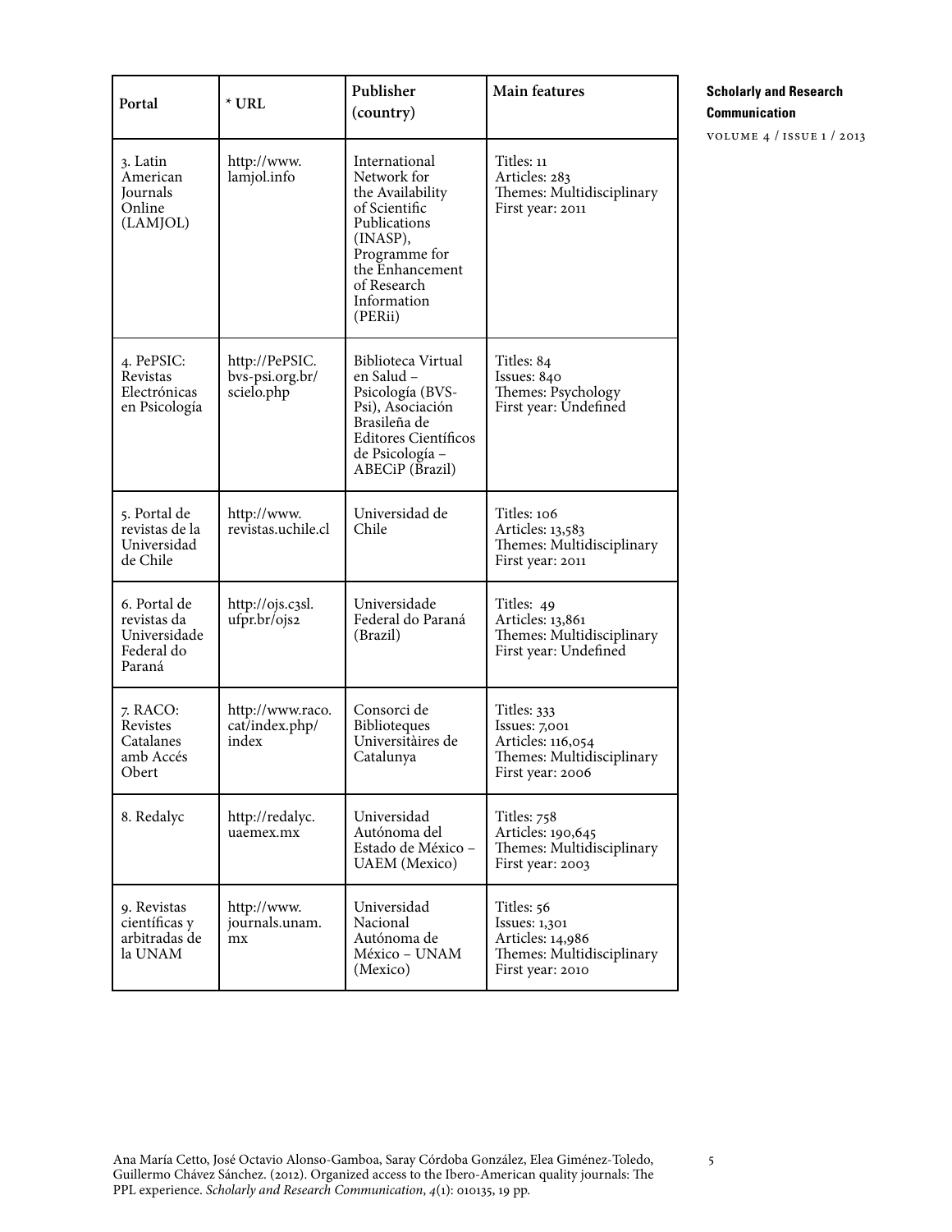| Portal | * URL | Publisher (country) | Main features |
|---|---|---|---|
| 3. Latin American Journals Online (LAMJOL) | http://www.lamjol.info | International Network for the Availability of Scientific Publications (INASP), Programme for the Enhancement of Research Information (PERii) | Titles: 11<br>Articles: 283<br>Themes: Multidisciplinary<br>First year: 2011 |
| 4. PePSIC: Revistas Electrónicas en Psicología | http://PePSIC.bvs-psi.org.br/scielo.php | Biblioteca Virtual en Salud – Psicología (BVS-Psi), Asociación Brasileña de Editores Científicos de Psicología – ABECiP (Brazil) | Titles: 84<br>Issues: 840<br>Themes: Psychology<br>First year: Undefined |
| 5. Portal de revistas de la Universidad de Chile | http://www.revistas.uchile.cl | Universidad de Chile | Titles: 106<br>Articles: 13,583<br>Themes: Multidisciplinary<br>First year: 2011 |
| 6. Portal de revistas da Universidade Federal do Paraná | http://ojs.c3sl.ufpr.br/ojs2 | Universidade Federal do Paraná (Brazil) | Titles: 49<br>Articles: 13,861<br>Themes: Multidisciplinary<br>First year: Undefined |
| 7. RACO: Revistes Catalanes amb Accés Obert | http://www.raco.cat/index.php/index | Consorci de Biblioteques Universitàires de Catalunya | Titles: 333<br>Issues: 7,001<br>Articles: 116,054<br>Themes: Multidisciplinary<br>First year: 2006 |
| 8. Redalyc | http://redalyc.uaemex.mx | Universidad Autónoma del Estado de México – UAEM (Mexico) | Titles: 758<br>Articles: 190,645<br>Themes: Multidisciplinary<br>First year: 2003 |
| 9. Revistas científicas y arbitradas de la UNAM | http://www.journals.unam.mx | Universidad Nacional Autónoma de México – UNAM (Mexico) | Titles: 56<br>Issues: 1,301<br>Articles: 14,986<br>Themes: Multidisciplinary<br>First year: 2010 |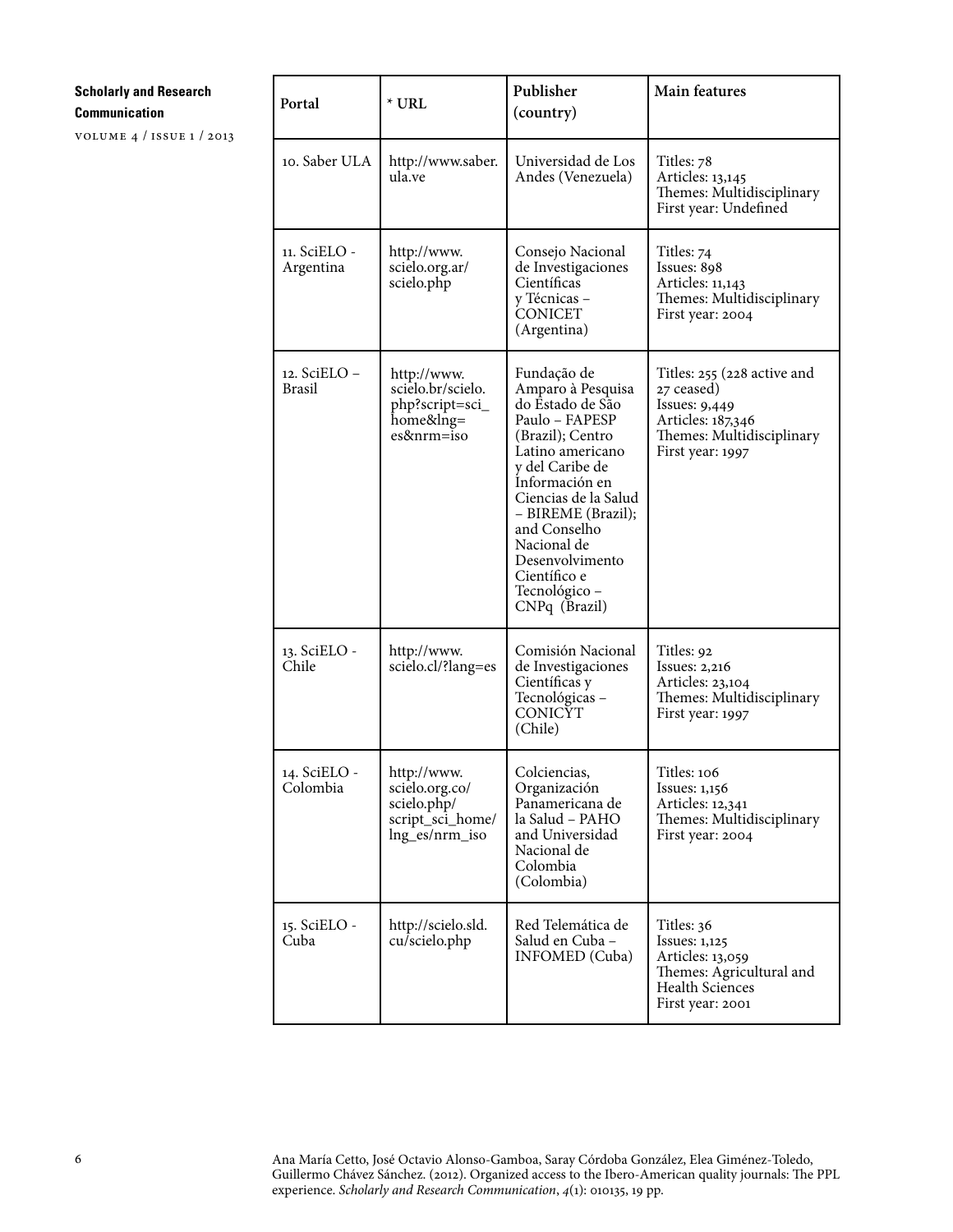| Portal | * URL | Publisher (country) | Main features |
|---|---|---|---|
| 10. Saber ULA | http://www.saber.ula.ve | Universidad de Los Andes (Venezuela) | Titles: 78<br>Articles: 13,145<br>Themes: Multidisciplinary<br>First year: Undefined |
| 11. SciELO - Argentina | http://www.scielo.org.ar/scielo.php | Consejo Nacional de Investigaciones Científicas y Técnicas – CONICET (Argentina) | Titles: 74<br>Issues: 898<br>Articles: 11,143<br>Themes: Multidisciplinary<br>First year: 2004 |
| 12. SciELO – Brasil | http://www.scielo.br/scielo.php?script=sci_home&lng=es&nrm=iso | Fundação de Amparo à Pesquisa do Estado de São Paulo – FAPESP (Brazil); Centro Latino americano y del Caribe de Información en Ciencias de la Salud – BIREME (Brazil); and Conselho Nacional de Desenvolvimento Científico e Tecnológico – CNPq (Brazil) | Titles: 255 (228 active and 27 ceased)<br>Issues: 9,449<br>Articles: 187,346<br>Themes: Multidisciplinary<br>First year: 1997 |
| 13. SciELO - Chile | http://www.scielo.cl/?lang=es | Comisión Nacional de Investigaciones Científicas y Tecnológicas – CONICYT (Chile) | Titles: 92<br>Issues: 2,216<br>Articles: 23,104<br>Themes: Multidisciplinary<br>First year: 1997 |
| 14. SciELO - Colombia | http://www.scielo.org.co/scielo.php/script_sci_home/lng_es/nrm_iso | Colciencias, Organización Panamericana de la Salud – PAHO and Universidad Nacional de Colombia (Colombia) | Titles: 106<br>Issues: 1,156<br>Articles: 12,341<br>Themes: Multidisciplinary<br>First year: 2004 |
| 15. SciELO - Cuba | http://scielo.sld.cu/scielo.php | Red Telemática de Salud en Cuba – INFOMED (Cuba) | Titles: 36<br>Issues: 1,125<br>Articles: 13,059<br>Themes: Agricultural and Health Sciences<br>First year: 2001 |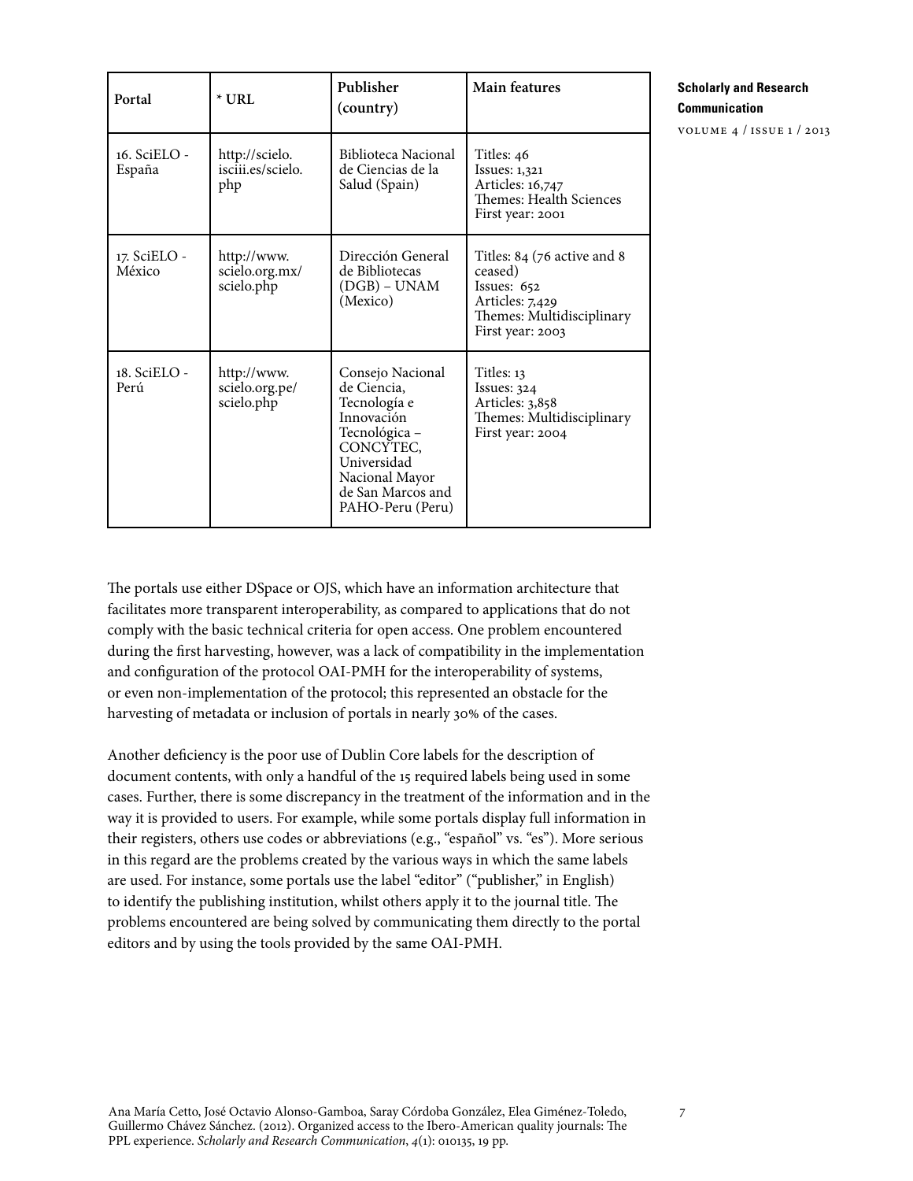| Portal | * URL | Publisher (country) | Main features |
|---|---|---|---|
| 16. SciELO - España | http://scielo.isciii.es/scielo.php | Biblioteca Nacional de Ciencias de la Salud (Spain) | Titles: 46<br>Issues: 1,321<br>Articles: 16,747<br>Themes: Health Sciences<br>First year: 2001 |
| 17. SciELO - México | http://www.scielo.org.mx/scielo.php | Dirección General de Bibliotecas (DGB) – UNAM (Mexico) | Titles: 84 (76 active and 8 ceased)<br>Issues: 652<br>Articles: 7,429<br>Themes: Multidisciplinary<br>First year: 2003 |
| 18. SciELO - Perú | http://www.scielo.org.pe/scielo.php | Consejo Nacional de Ciencia, Tecnología e Innovación Tecnológica – CONCYTEC, Universidad Nacional Mayor de San Marcos and PAHO-Peru (Peru) | Titles: 13<br>Issues: 324<br>Articles: 3,858<br>Themes: Multidisciplinary<br>First year: 2004 |

The portals use either DSpace or OJS, which have an information architecture that facilitates more transparent interoperability, as compared to applications that do not comply with the basic technical criteria for open access. One problem encountered during the first harvesting, however, was a lack of compatibility in the implementation and configuration of the protocol OAI-PMH for the interoperability of systems, or even non-implementation of the protocol; this represented an obstacle for the harvesting of metadata or inclusion of portals in nearly 30% of the cases.

Another deficiency is the poor use of Dublin Core labels for the description of document contents, with only a handful of the 15 required labels being used in some cases. Further, there is some discrepancy in the treatment of the information and in the way it is provided to users. For example, while some portals display full information in their registers, others use codes or abbreviations (e.g., "español" vs. "es"). More serious in this regard are the problems created by the various ways in which the same labels are used. For instance, some portals use the label "editor" ("publisher," in English) to identify the publishing institution, whilst others apply it to the journal title. The problems encountered are being solved by communicating them directly to the portal editors and by using the tools provided by the same OAI-PMH.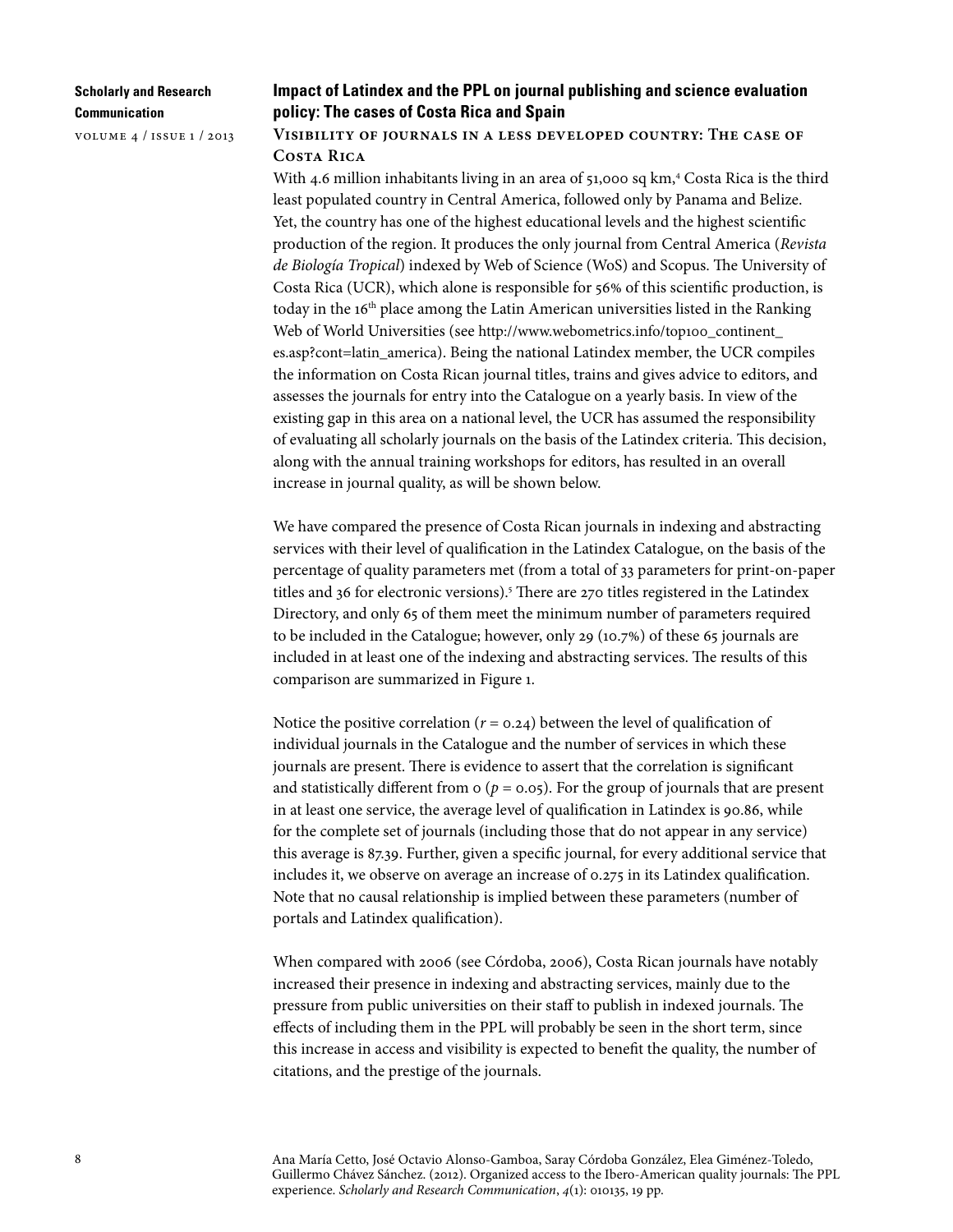## Impact of Latindex and the PPL on journal publishing and science evaluation policy: The cases of Costa Rica and Spain

### Visibility of journals in a less developed country: The case of Costa Rica

With 4.6 million inhabitants living in an area of 51,000 sq km,[4] Costa Rica is the third least populated country in Central America, followed only by Panama and Belize. Yet, the country has one of the highest educational levels and the highest scientific production of the region. It produces the only journal from Central America (*Revista de Biología Tropical*) indexed by Web of Science (WoS) and Scopus. The University of Costa Rica (UCR), which alone is responsible for 56% of this scientific production, is today in the 16th place among the Latin American universities listed in the Ranking Web of World Universities (see http://www.webometrics.info/top100_continent_es.asp?cont=latin_america). Being the national Latindex member, the UCR compiles the information on Costa Rican journal titles, trains and gives advice to editors, and assesses the journals for entry into the Catalogue on a yearly basis. In view of the existing gap in this area on a national level, the UCR has assumed the responsibility of evaluating all scholarly journals on the basis of the Latindex criteria. This decision, along with the annual training workshops for editors, has resulted in an overall increase in journal quality, as will be shown below.

We have compared the presence of Costa Rican journals in indexing and abstracting services with their level of qualification in the Latindex Catalogue, on the basis of the percentage of quality parameters met (from a total of 33 parameters for print-on-paper titles and 36 for electronic versions).[5] There are 270 titles registered in the Latindex Directory, and only 65 of them meet the minimum number of parameters required to be included in the Catalogue; however, only 29 (10.7%) of these 65 journals are included in at least one of the indexing and abstracting services. The results of this comparison are summarized in Figure 1.

Notice the positive correlation ($r = 0.24$) between the level of qualification of individual journals in the Catalogue and the number of services in which these journals are present. There is evidence to assert that the correlation is significant and statistically different from 0 ($p = 0.05$). For the group of journals that are present in at least one service, the average level of qualification in Latindex is 90.86, while for the complete set of journals (including those that do not appear in any service) this average is 87.39. Further, given a specific journal, for every additional service that includes it, we observe on average an increase of 0.275 in its Latindex qualification. Note that no causal relationship is implied between these parameters (number of portals and Latindex qualification).

When compared with 2006 (see Córdoba, 2006), Costa Rican journals have notably increased their presence in indexing and abstracting services, mainly due to the pressure from public universities on their staff to publish in indexed journals. The effects of including them in the PPL will probably be seen in the short term, since this increase in access and visibility is expected to benefit the quality, the number of citations, and the prestige of the journals.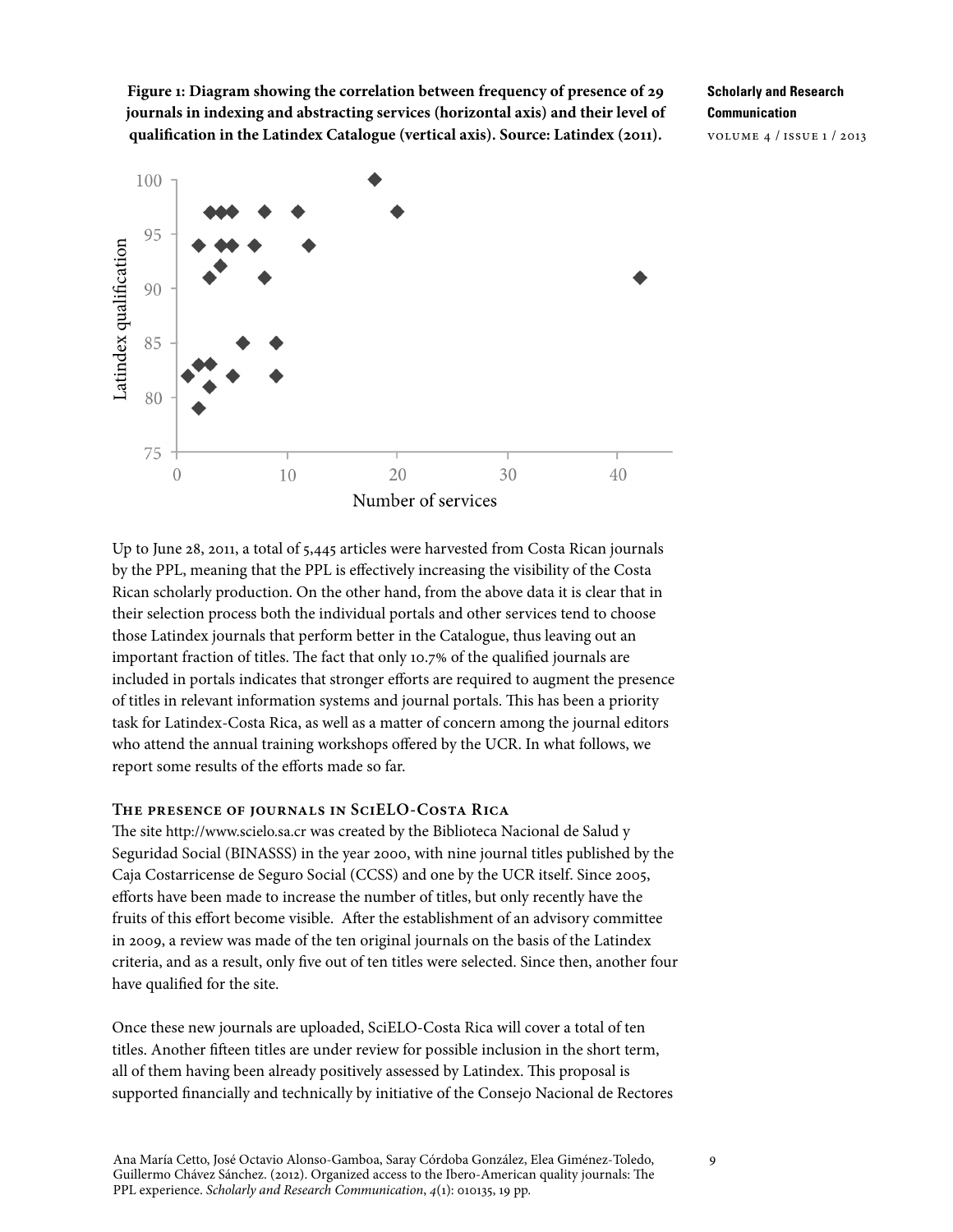**Figure 1: Diagram showing the correlation between frequency of presence of 29 journals in indexing and abstracting services (horizontal axis) and their level of qualification in the Latindex Catalogue (vertical axis). Source: Latindex (2011).**

Up to June 28, 2011, a total of 5,445 articles were harvested from Costa Rican journals by the PPL, meaning that the PPL is effectively increasing the visibility of the Costa Rican scholarly production. On the other hand, from the above data it is clear that in their selection process both the individual portals and other services tend to choose those Latindex journals that perform better in the Catalogue, thus leaving out an important fraction of titles. The fact that only 10.7% of the qualified journals are included in portals indicates that stronger efforts are required to augment the presence of titles in relevant information systems and journal portals. This has been a priority task for Latindex-Costa Rica, as well as a matter of concern among the journal editors who attend the annual training workshops offered by the UCR. In what follows, we report some results of the efforts made so far.

### The presence of journals in SciELO-Costa Rica

The site http://www.scielo.sa.cr was created by the Biblioteca Nacional de Salud y Seguridad Social (BINASSS) in the year 2000, with nine journal titles published by the Caja Costarricense de Seguro Social (CCSS) and one by the UCR itself. Since 2005, efforts have been made to increase the number of titles, but only recently have the fruits of this effort become visible. After the establishment of an advisory committee in 2009, a review was made of the ten original journals on the basis of the Latindex criteria, and as a result, only five out of ten titles were selected. Since then, another four have qualified for the site.

Once these new journals are uploaded, SciELO-Costa Rica will cover a total of ten titles. Another fifteen titles are under review for possible inclusion in the short term, all of them having been already positively assessed by Latindex. This proposal is supported financially and technically by initiative of the Consejo Nacional de Rectores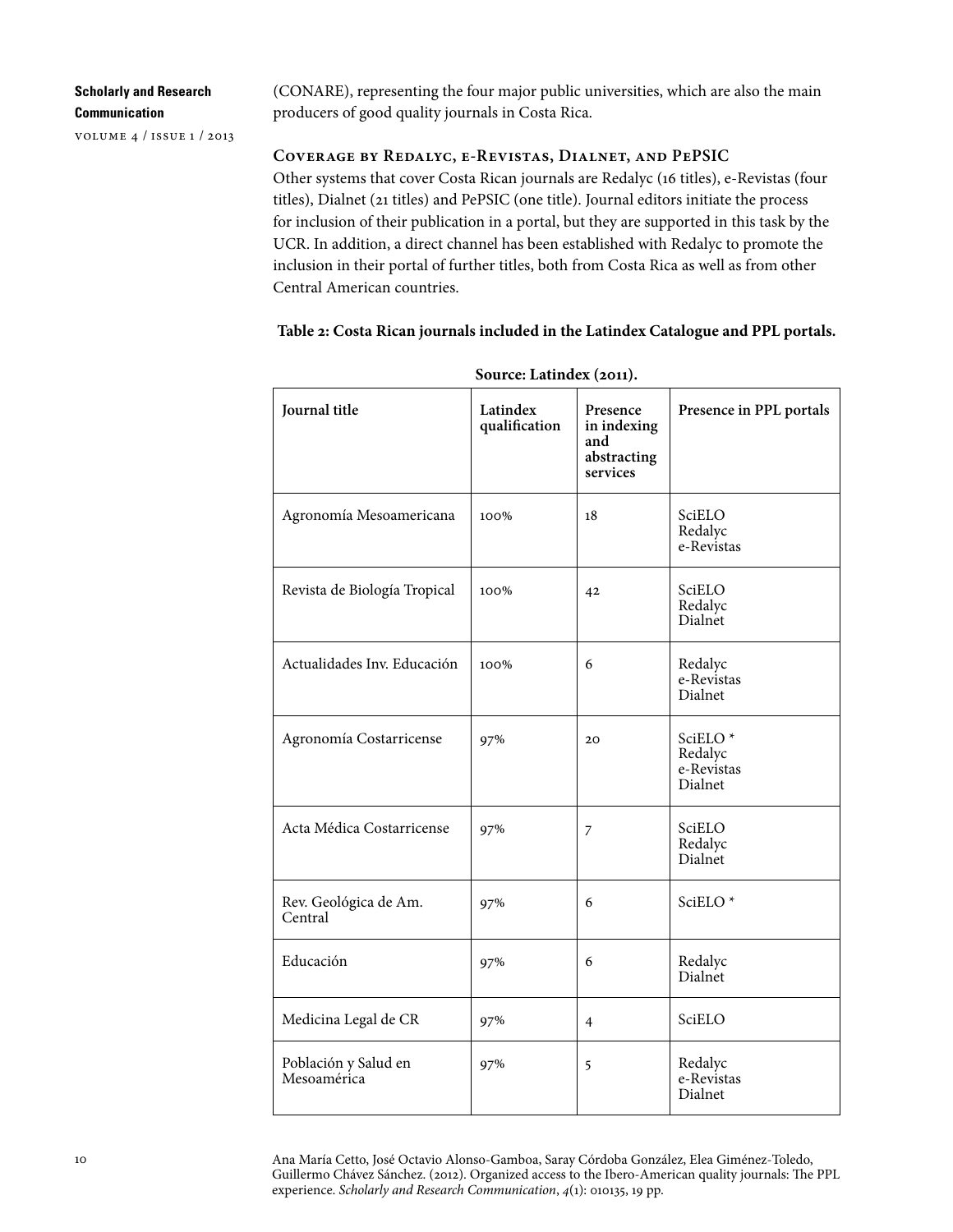(CONARE), representing the four major public universities, which are also the main producers of good quality journals in Costa Rica.

### Coverage by Redalyc, e-Revistas, Dialnet, and PePSIC

Other systems that cover Costa Rican journals are Redalyc (16 titles), e-Revistas (four titles), Dialnet (21 titles) and PePSIC (one title). Journal editors initiate the process for inclusion of their publication in a portal, but they are supported in this task by the UCR. In addition, a direct channel has been established with Redalyc to promote the inclusion in their portal of further titles, both from Costa Rica as well as from other Central American countries.

**Table 2: Costa Rican journals included in the Latindex Catalogue and PPL portals.**

**Source: Latindex (2011).**

| Journal title | Latindex qualification | Presence in indexing and abstracting services | Presence in PPL portals |
|---|---|---|---|
| Agronomía Mesoamericana | 100% | 18 | SciELO Redalyc e-Revistas |
| Revista de Biología Tropical | 100% | 42 | SciELO Redalyc Dialnet |
| Actualidades Inv. Educación | 100% | 6 | Redalyc e-Revistas Dialnet |
| Agronomía Costarricense | 97% | 20 | SciELO * Redalyc e-Revistas Dialnet |
| Acta Médica Costarricense | 97% | 7 | SciELO Redalyc Dialnet |
| Rev. Geológica de Am. Central | 97% | 6 | SciELO * |
| Educación | 97% | 6 | Redalyc Dialnet |
| Medicina Legal de CR | 97% | 4 | SciELO |
| Población y Salud en Mesoamérica | 97% | 5 | Redalyc e-Revistas Dialnet |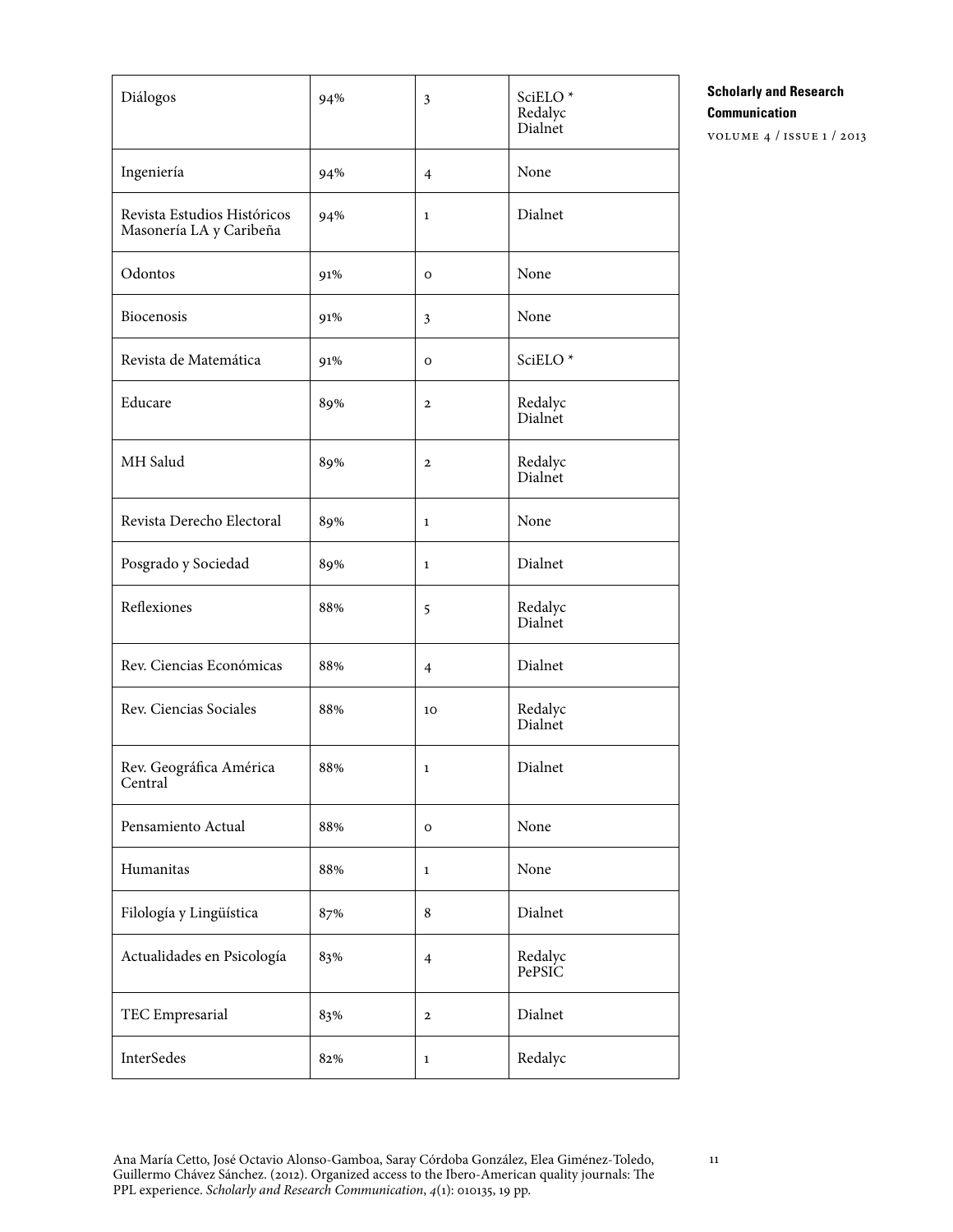| Diálogos | 94% | 3 | SciELO *<br>Redalyc<br>Dialnet |
|---|---|---|---|
| Ingeniería | 94% | 4 | None |
| Revista Estudios Históricos Masonería LA y Caribeña | 94% | 1 | Dialnet |
| Odontos | 91% | 0 | None |
| Biocenosis | 91% | 3 | None |
| Revista de Matemática | 91% | 0 | SciELO * |
| Educare | 89% | 2 | Redalyc<br>Dialnet |
| MH Salud | 89% | 2 | Redalyc<br>Dialnet |
| Revista Derecho Electoral | 89% | 1 | None |
| Posgrado y Sociedad | 89% | 1 | Dialnet |
| Reflexiones | 88% | 5 | Redalyc<br>Dialnet |
| Rev. Ciencias Económicas | 88% | 4 | Dialnet |
| Rev. Ciencias Sociales | 88% | 10 | Redalyc<br>Dialnet |
| Rev. Geográfica América Central | 88% | 1 | Dialnet |
| Pensamiento Actual | 88% | 0 | None |
| Humanitas | 88% | 1 | None |
| Filología y Lingüística | 87% | 8 | Dialnet |
| Actualidades en Psicología | 83% | 4 | Redalyc<br>PePSIC |
| TEC Empresarial | 83% | 2 | Dialnet |
| InterSedes | 82% | 1 | Redalyc |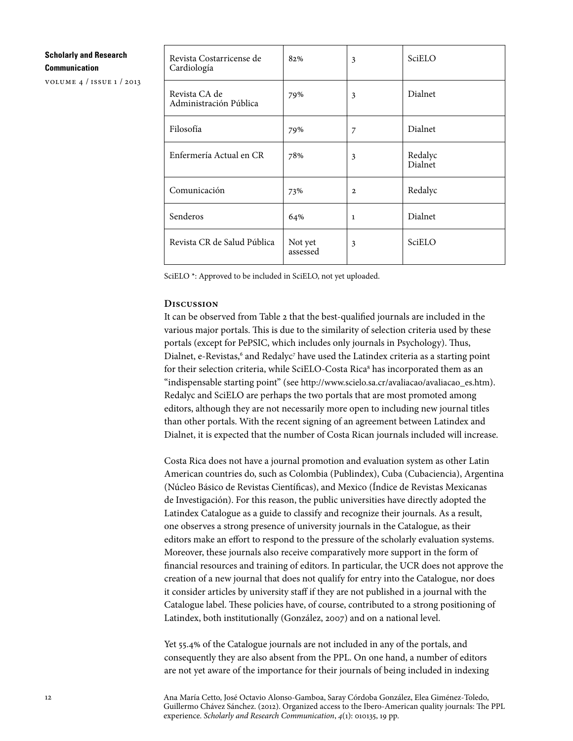| Revista Costarricense de Cardiología | 82% | 3 | SciELO |
|---|---|---|---|
| Revista CA de Administración Pública | 79% | 3 | Dialnet |
| Filosofía | 79% | 7 | Dialnet |
| Enfermería Actual en CR | 78% | 3 | Redalyc Dialnet |
| Comunicación | 73% | 2 | Redalyc |
| Senderos | 64% | 1 | Dialnet |
| Revista CR de Salud Pública | Not yet assessed | 3 | SciELO |

SciELO *: Approved to be included in SciELO, not yet uploaded.

## Discussion

It can be observed from Table 2 that the best-qualified journals are included in the various major portals. This is due to the similarity of selection criteria used by these portals (except for PePSIC, which includes only journals in Psychology). Thus, Dialnet, e-Revistas,[6] and Redalyc[7] have used the Latindex criteria as a starting point for their selection criteria, while SciELO-Costa Rica[8] has incorporated them as an "indispensable starting point" (see http://www.scielo.sa.cr/avaliacao/avaliacao_es.htm). Redalyc and SciELO are perhaps the two portals that are most promoted among editors, although they are not necessarily more open to including new journal titles than other portals. With the recent signing of an agreement between Latindex and Dialnet, it is expected that the number of Costa Rican journals included will increase.

Costa Rica does not have a journal promotion and evaluation system as other Latin American countries do, such as Colombia (Publindex), Cuba (Cubaciencia), Argentina (Núcleo Básico de Revistas Científicas), and Mexico (Índice de Revistas Mexicanas de Investigación). For this reason, the public universities have directly adopted the Latindex Catalogue as a guide to classify and recognize their journals. As a result, one observes a strong presence of university journals in the Catalogue, as their editors make an effort to respond to the pressure of the scholarly evaluation systems. Moreover, these journals also receive comparatively more support in the form of financial resources and training of editors. In particular, the UCR does not approve the creation of a new journal that does not qualify for entry into the Catalogue, nor does it consider articles by university staff if they are not published in a journal with the Catalogue label. These policies have, of course, contributed to a strong positioning of Latindex, both institutionally (González, 2007) and on a national level.

Yet 55.4% of the Catalogue journals are not included in any of the portals, and consequently they are also absent from the PPL. On one hand, a number of editors are not yet aware of the importance for their journals of being included in indexing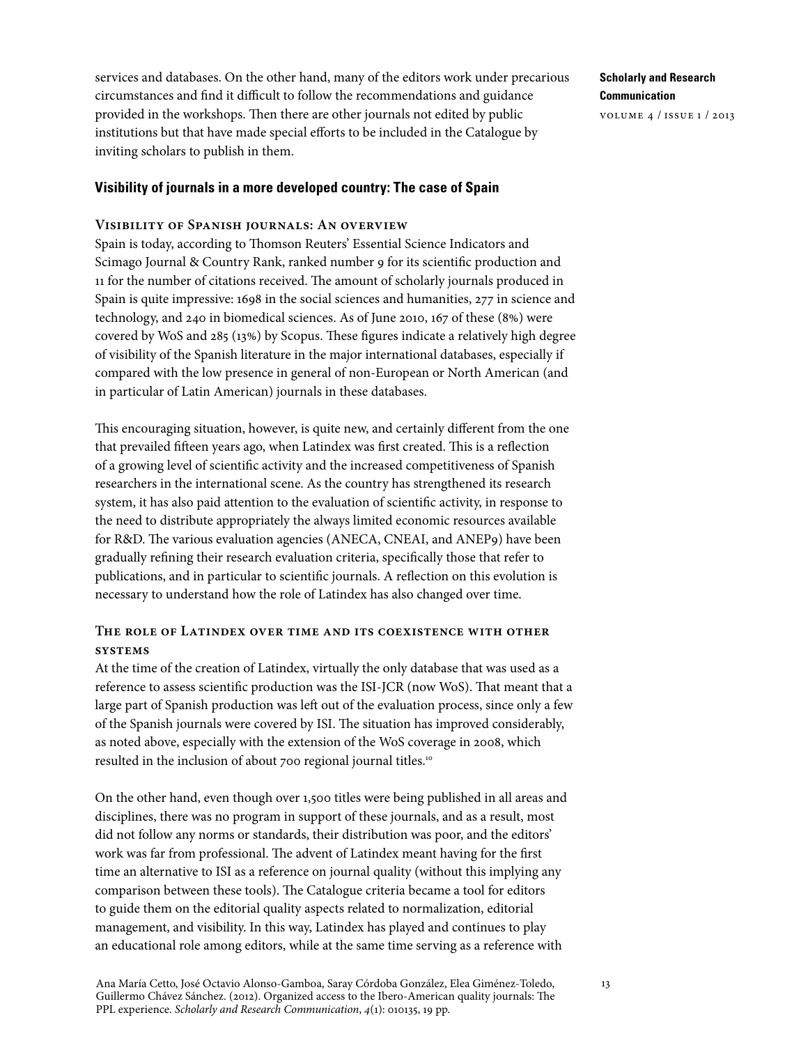services and databases. On the other hand, many of the editors work under precarious circumstances and find it difficult to follow the recommendations and guidance provided in the workshops. Then there are other journals not edited by public institutions but that have made special efforts to be included in the Catalogue by inviting scholars to publish in them.

## Visibility of journals in a more developed country: The case of Spain

### Visibility of Spanish journals: An overview

Spain is today, according to Thomson Reuters' Essential Science Indicators and Scimago Journal & Country Rank, ranked number 9 for its scientific production and 11 for the number of citations received. The amount of scholarly journals produced in Spain is quite impressive: 1698 in the social sciences and humanities, 277 in science and technology, and 240 in biomedical sciences. As of June 2010, 167 of these (8%) were covered by WoS and 285 (13%) by Scopus. These figures indicate a relatively high degree of visibility of the Spanish literature in the major international databases, especially if compared with the low presence in general of non-European or North American (and in particular of Latin American) journals in these databases.

This encouraging situation, however, is quite new, and certainly different from the one that prevailed fifteen years ago, when Latindex was first created. This is a reflection of a growing level of scientific activity and the increased competitiveness of Spanish researchers in the international scene. As the country has strengthened its research system, it has also paid attention to the evaluation of scientific activity, in response to the need to distribute appropriately the always limited economic resources available for R&D. The various evaluation agencies (ANECA, CNEAI, and ANEP[9]) have been gradually refining their research evaluation criteria, specifically those that refer to publications, and in particular to scientific journals. A reflection on this evolution is necessary to understand how the role of Latindex has also changed over time.

### The role of Latindex over time and its coexistence with other systems

At the time of the creation of Latindex, virtually the only database that was used as a reference to assess scientific production was the ISI-JCR (now WoS). That meant that a large part of Spanish production was left out of the evaluation process, since only a few of the Spanish journals were covered by ISI. The situation has improved considerably, as noted above, especially with the extension of the WoS coverage in 2008, which resulted in the inclusion of about 700 regional journal titles.[10]

On the other hand, even though over 1,500 titles were being published in all areas and disciplines, there was no program in support of these journals, and as a result, most did not follow any norms or standards, their distribution was poor, and the editors' work was far from professional. The advent of Latindex meant having for the first time an alternative to ISI as a reference on journal quality (without this implying any comparison between these tools). The Catalogue criteria became a tool for editors to guide them on the editorial quality aspects related to normalization, editorial management, and visibility. In this way, Latindex has played and continues to play an educational role among editors, while at the same time serving as a reference with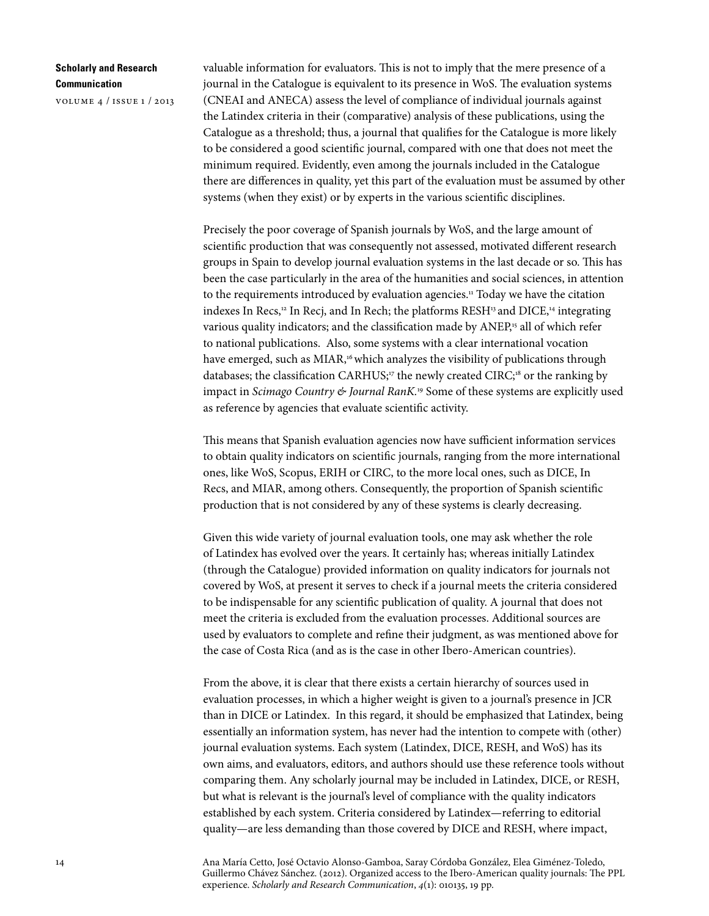valuable information for evaluators. This is not to imply that the mere presence of a journal in the Catalogue is equivalent to its presence in WoS. The evaluation systems (CNEAI and ANECA) assess the level of compliance of individual journals against the Latindex criteria in their (comparative) analysis of these publications, using the Catalogue as a threshold; thus, a journal that qualifies for the Catalogue is more likely to be considered a good scientific journal, compared with one that does not meet the minimum required. Evidently, even among the journals included in the Catalogue there are differences in quality, yet this part of the evaluation must be assumed by other systems (when they exist) or by experts in the various scientific disciplines.

Precisely the poor coverage of Spanish journals by WoS, and the large amount of scientific production that was consequently not assessed, motivated different research groups in Spain to develop journal evaluation systems in the last decade or so. This has been the case particularly in the area of the humanities and social sciences, in attention to the requirements introduced by evaluation agencies.[11] Today we have the citation indexes In Recs,[12] In Recj, and In Rech; the platforms RESH[13] and DICE,[14] integrating various quality indicators; and the classification made by ANEP,[15] all of which refer to national publications. Also, some systems with a clear international vocation have emerged, such as MIAR,[16] which analyzes the visibility of publications through databases; the classification CARHUS;[17] the newly created CIRC;[18] or the ranking by impact in *Scimago Country & Journal RanK.*[19] Some of these systems are explicitly used as reference by agencies that evaluate scientific activity.

This means that Spanish evaluation agencies now have sufficient information services to obtain quality indicators on scientific journals, ranging from the more international ones, like WoS, Scopus, ERIH or CIRC, to the more local ones, such as DICE, In Recs, and MIAR, among others. Consequently, the proportion of Spanish scientific production that is not considered by any of these systems is clearly decreasing.

Given this wide variety of journal evaluation tools, one may ask whether the role of Latindex has evolved over the years. It certainly has; whereas initially Latindex (through the Catalogue) provided information on quality indicators for journals not covered by WoS, at present it serves to check if a journal meets the criteria considered to be indispensable for any scientific publication of quality. A journal that does not meet the criteria is excluded from the evaluation processes. Additional sources are used by evaluators to complete and refine their judgment, as was mentioned above for the case of Costa Rica (and as is the case in other Ibero-American countries).

From the above, it is clear that there exists a certain hierarchy of sources used in evaluation processes, in which a higher weight is given to a journal's presence in JCR than in DICE or Latindex. In this regard, it should be emphasized that Latindex, being essentially an information system, has never had the intention to compete with (other) journal evaluation systems. Each system (Latindex, DICE, RESH, and WoS) has its own aims, and evaluators, editors, and authors should use these reference tools without comparing them. Any scholarly journal may be included in Latindex, DICE, or RESH, but what is relevant is the journal's level of compliance with the quality indicators established by each system. Criteria considered by Latindex—referring to editorial quality—are less demanding than those covered by DICE and RESH, where impact,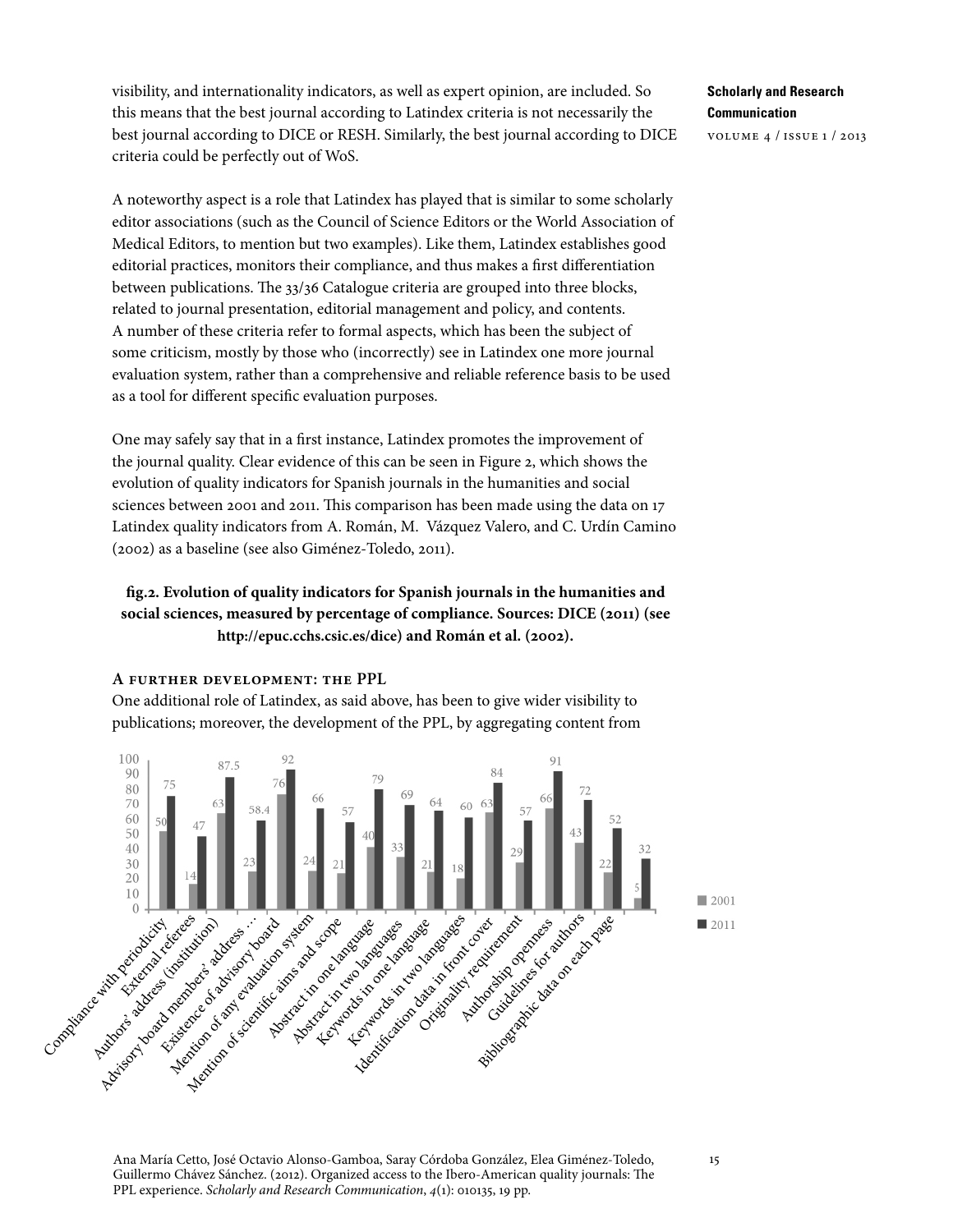visibility, and internationality indicators, as well as expert opinion, are included. So this means that the best journal according to Latindex criteria is not necessarily the best journal according to DICE or RESH. Similarly, the best journal according to DICE criteria could be perfectly out of WoS.

A noteworthy aspect is a role that Latindex has played that is similar to some scholarly editor associations (such as the Council of Science Editors or the World Association of Medical Editors, to mention but two examples). Like them, Latindex establishes good editorial practices, monitors their compliance, and thus makes a first differentiation between publications. The 33/36 Catalogue criteria are grouped into three blocks, related to journal presentation, editorial management and policy, and contents. A number of these criteria refer to formal aspects, which has been the subject of some criticism, mostly by those who (incorrectly) see in Latindex one more journal evaluation system, rather than a comprehensive and reliable reference basis to be used as a tool for different specific evaluation purposes.

One may safely say that in a first instance, Latindex promotes the improvement of the journal quality. Clear evidence of this can be seen in Figure 2, which shows the evolution of quality indicators for Spanish journals in the humanities and social sciences between 2001 and 2011. This comparison has been made using the data on 17 Latindex quality indicators from A. Román, M. Vázquez Valero, and C. Urdín Camino (2002) as a baseline (see also Giménez-Toledo, 2011).

**fig.2. Evolution of quality indicators for Spanish journals in the humanities and social sciences, measured by percentage of compliance. Sources: DICE (2011) (see http://epuc.cchs.csic.es/dice) and Román et al. (2002).**

| Indicator | 2001 | 2011 |
|---|---|---|
| Compliance with periodicity | 50 | 75 |
| External referees | 14 | 47 |
| Authors' address (institution) | 63 | 87.5 |
| Advisory board members' address … | 23 | 58.4 |
| Existence of advisory board | 76 | 92 |
| Mention of any evaluation system | 24 | 66 |
| Mention of scientific aims and scope | 21 | 57 |
| Abstract in one language | 40 | 79 |
| Abstract in two languages | 33 | 69 |
| Keywords in one language | 21 | 64 |
| Keywords in two languages | 18 | 60 |
| Identification data in front cover | 63 | 84 |
| Originality requirement | 29 | 57 |
| Authorship openness | 66 | 91 |
| Guidelines for authors | 43 | 72 |
| Bibliographic data on each page | 22 | 52 |
| | 5 | 32 |

### A further development: the PPL

One additional role of Latindex, as said above, has been to give wider visibility to publications; moreover, the development of the PPL, by aggregating content from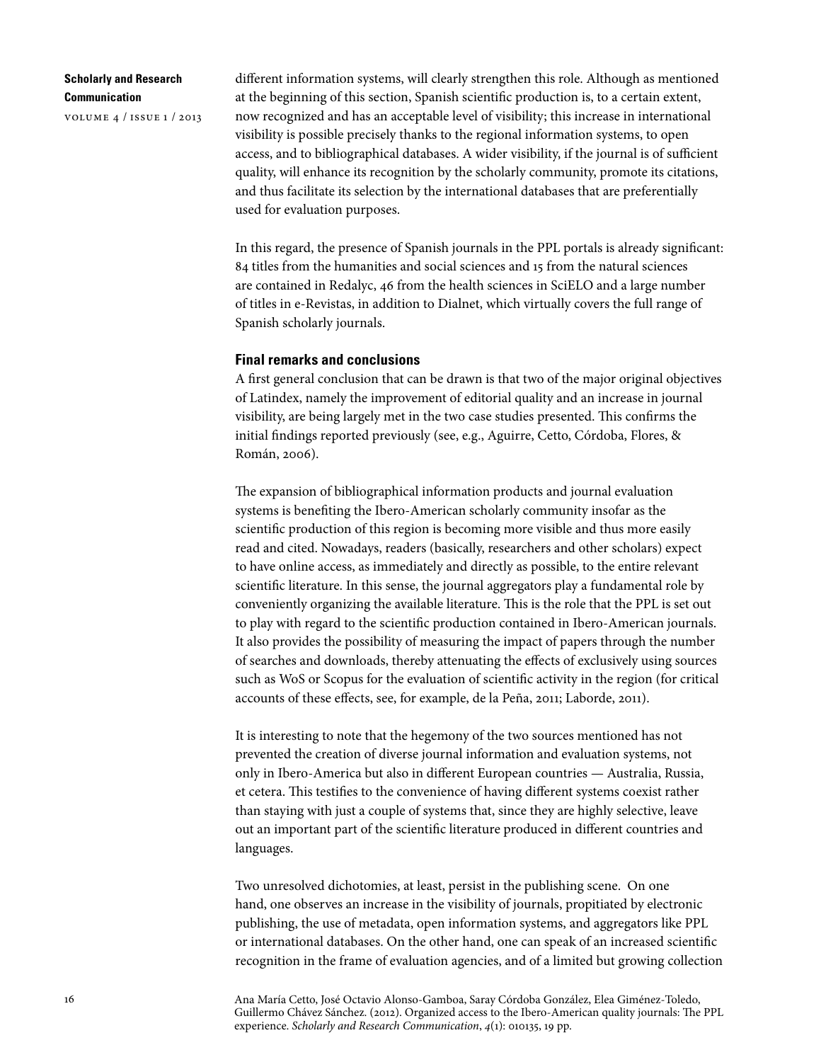different information systems, will clearly strengthen this role. Although as mentioned at the beginning of this section, Spanish scientific production is, to a certain extent, now recognized and has an acceptable level of visibility; this increase in international visibility is possible precisely thanks to the regional information systems, to open access, and to bibliographical databases. A wider visibility, if the journal is of sufficient quality, will enhance its recognition by the scholarly community, promote its citations, and thus facilitate its selection by the international databases that are preferentially used for evaluation purposes.

In this regard, the presence of Spanish journals in the PPL portals is already significant: 84 titles from the humanities and social sciences and 15 from the natural sciences are contained in Redalyc, 46 from the health sciences in SciELO and a large number of titles in e-Revistas, in addition to Dialnet, which virtually covers the full range of Spanish scholarly journals.

## Final remarks and conclusions

A first general conclusion that can be drawn is that two of the major original objectives of Latindex, namely the improvement of editorial quality and an increase in journal visibility, are being largely met in the two case studies presented. This confirms the initial findings reported previously (see, e.g., Aguirre, Cetto, Córdoba, Flores, & Román, 2006).

The expansion of bibliographical information products and journal evaluation systems is benefiting the Ibero-American scholarly community insofar as the scientific production of this region is becoming more visible and thus more easily read and cited. Nowadays, readers (basically, researchers and other scholars) expect to have online access, as immediately and directly as possible, to the entire relevant scientific literature. In this sense, the journal aggregators play a fundamental role by conveniently organizing the available literature. This is the role that the PPL is set out to play with regard to the scientific production contained in Ibero-American journals. It also provides the possibility of measuring the impact of papers through the number of searches and downloads, thereby attenuating the effects of exclusively using sources such as WoS or Scopus for the evaluation of scientific activity in the region (for critical accounts of these effects, see, for example, de la Peña, 2011; Laborde, 2011).

It is interesting to note that the hegemony of the two sources mentioned has not prevented the creation of diverse journal information and evaluation systems, not only in Ibero-America but also in different European countries — Australia, Russia, et cetera. This testifies to the convenience of having different systems coexist rather than staying with just a couple of systems that, since they are highly selective, leave out an important part of the scientific literature produced in different countries and languages.

Two unresolved dichotomies, at least, persist in the publishing scene. On one hand, one observes an increase in the visibility of journals, propitiated by electronic publishing, the use of metadata, open information systems, and aggregators like PPL or international databases. On the other hand, one can speak of an increased scientific recognition in the frame of evaluation agencies, and of a limited but growing collection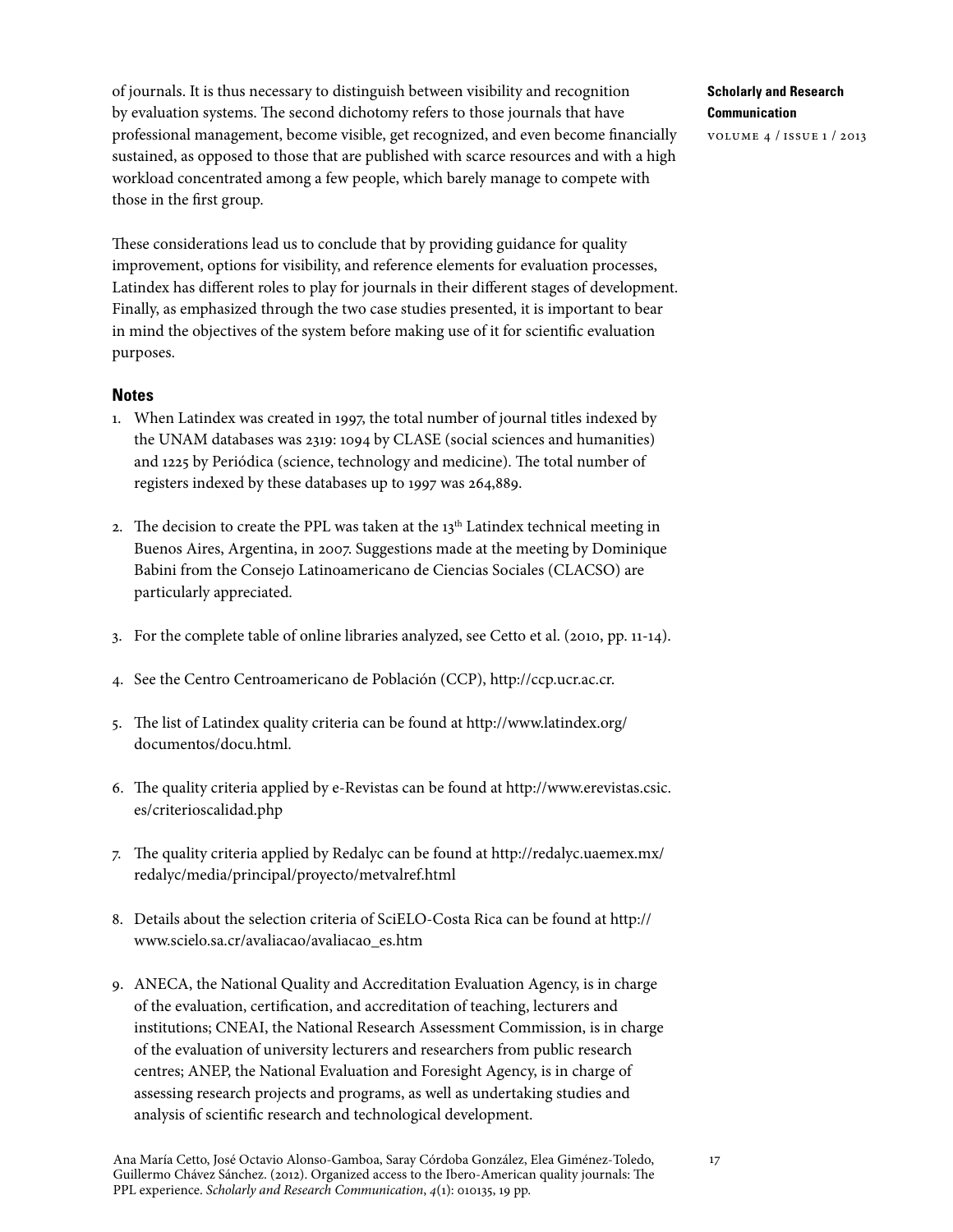of journals. It is thus necessary to distinguish between visibility and recognition by evaluation systems. The second dichotomy refers to those journals that have professional management, become visible, get recognized, and even become financially sustained, as opposed to those that are published with scarce resources and with a high workload concentrated among a few people, which barely manage to compete with those in the first group.

These considerations lead us to conclude that by providing guidance for quality improvement, options for visibility, and reference elements for evaluation processes, Latindex has different roles to play for journals in their different stages of development. Finally, as emphasized through the two case studies presented, it is important to bear in mind the objectives of the system before making use of it for scientific evaluation purposes.

## Notes

1. When Latindex was created in 1997, the total number of journal titles indexed by the UNAM databases was 2319: 1094 by CLASE (social sciences and humanities) and 1225 by Periódica (science, technology and medicine). The total number of registers indexed by these databases up to 1997 was 264,889.

2. The decision to create the PPL was taken at the 13th Latindex technical meeting in Buenos Aires, Argentina, in 2007. Suggestions made at the meeting by Dominique Babini from the Consejo Latinoamericano de Ciencias Sociales (CLACSO) are particularly appreciated.

3. For the complete table of online libraries analyzed, see Cetto et al. (2010, pp. 11-14).

4. See the Centro Centroamericano de Población (CCP), http://ccp.ucr.ac.cr.

5. The list of Latindex quality criteria can be found at http://www.latindex.org/documentos/docu.html.

6. The quality criteria applied by e-Revistas can be found at http://www.erevistas.csic.es/criterioscalidad.php

7. The quality criteria applied by Redalyc can be found at http://redalyc.uaemex.mx/redalyc/media/principal/proyecto/metvalref.html

8. Details about the selection criteria of SciELO-Costa Rica can be found at http://www.scielo.sa.cr/avaliacao/avaliacao_es.htm

9. ANECA, the National Quality and Accreditation Evaluation Agency, is in charge of the evaluation, certification, and accreditation of teaching, lecturers and institutions; CNEAI, the National Research Assessment Commission, is in charge of the evaluation of university lecturers and researchers from public research centres; ANEP, the National Evaluation and Foresight Agency, is in charge of assessing research projects and programs, as well as undertaking studies and analysis of scientific research and technological development.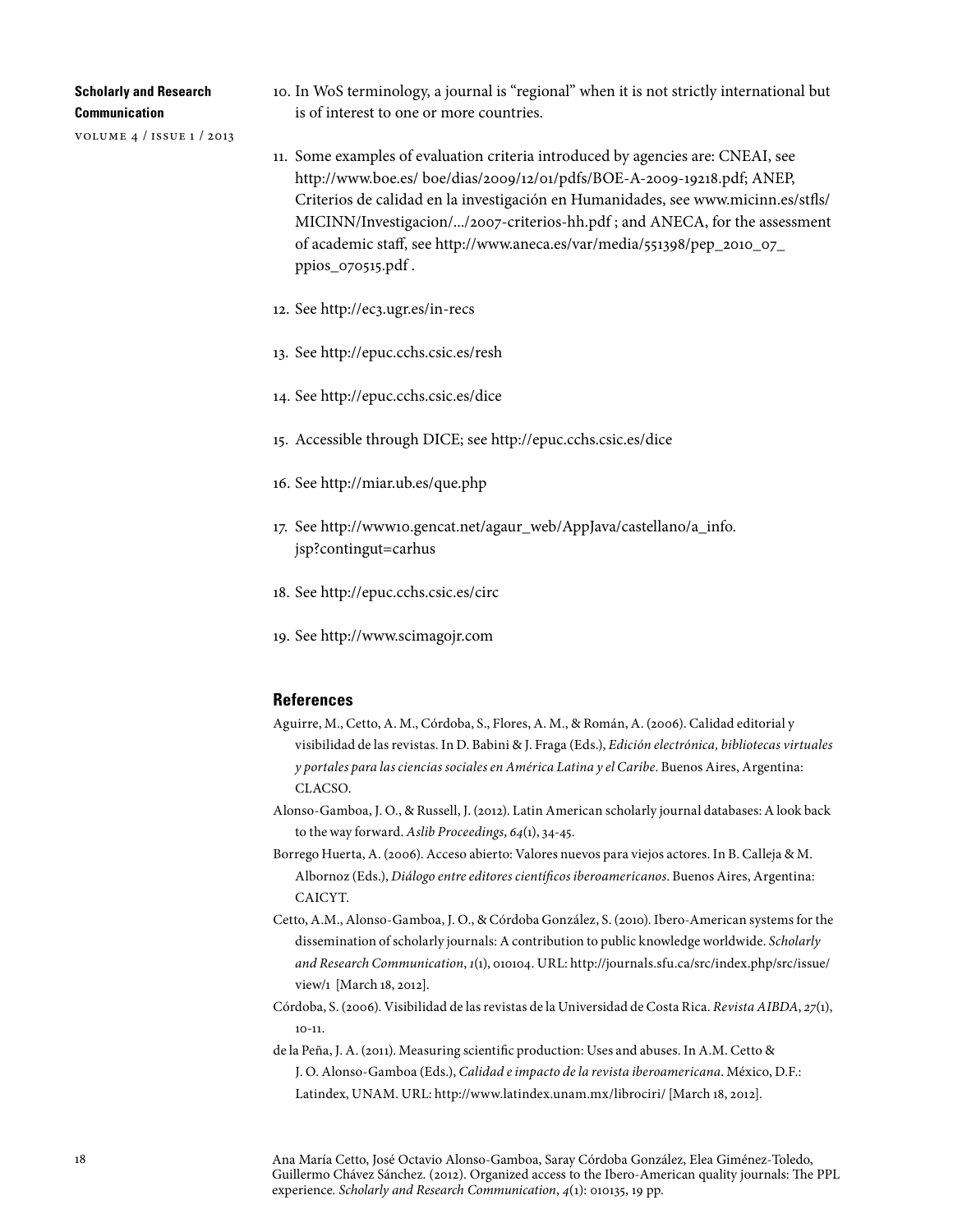10. In WoS terminology, a journal is "regional" when it is not strictly international but is of interest to one or more countries.

11. Some examples of evaluation criteria introduced by agencies are: CNEAI, see http://www.boe.es/ boe/dias/2009/12/01/pdfs/BOE-A-2009-19218.pdf; ANEP, Criterios de calidad en la investigación en Humanidades, see www.micinn.es/stfls/MICINN/Investigacion/.../2007-criterios-hh.pdf ; and ANECA, for the assessment of academic staff, see http://www.aneca.es/var/media/551398/pep_2010_07_ppios_070515.pdf .

12. See http://ec3.ugr.es/in-recs

13. See http://epuc.cchs.csic.es/resh

14. See http://epuc.cchs.csic.es/dice

15. Accessible through DICE; see http://epuc.cchs.csic.es/dice

16. See http://miar.ub.es/que.php

17. See http://www10.gencat.net/agaur_web/AppJava/castellano/a_info.jsp?contingut=carhus

18. See http://epuc.cchs.csic.es/circ

19. See http://www.scimagojr.com

## References

Aguirre, M., Cetto, A. M., Córdoba, S., Flores, A. M., & Román, A. (2006). Calidad editorial y visibilidad de las revistas. In D. Babini & J. Fraga (Eds.), *Edición electrónica, bibliotecas virtuales y portales para las ciencias sociales en América Latina y el Caribe*. Buenos Aires, Argentina: CLACSO.

Alonso-Gamboa, J. O., & Russell, J. (2012). Latin American scholarly journal databases: A look back to the way forward. *Aslib Proceedings*, *64*(1), 34-45.

Borrego Huerta, A. (2006). Acceso abierto: Valores nuevos para viejos actores. In B. Calleja & M. Albornoz (Eds.), *Diálogo entre editores científicos iberoamericanos*. Buenos Aires, Argentina: CAICYT.

Cetto, A.M., Alonso-Gamboa, J. O., & Córdoba González, S. (2010). Ibero-American systems for the dissemination of scholarly journals: A contribution to public knowledge worldwide. *Scholarly and Research Communication*, *1*(1), 010104. URL: http://journals.sfu.ca/src/index.php/src/issue/view/1 [March 18, 2012].

Córdoba, S. (2006). Visibilidad de las revistas de la Universidad de Costa Rica. *Revista AIBDA*, *27*(1), 10-11.

de la Peña, J. A. (2011). Measuring scientific production: Uses and abuses. In A.M. Cetto & J. O. Alonso-Gamboa (Eds.), *Calidad e impacto de la revista iberoamericana*. México, D.F.: Latindex, UNAM. URL: http://www.latindex.unam.mx/librociri/ [March 18, 2012].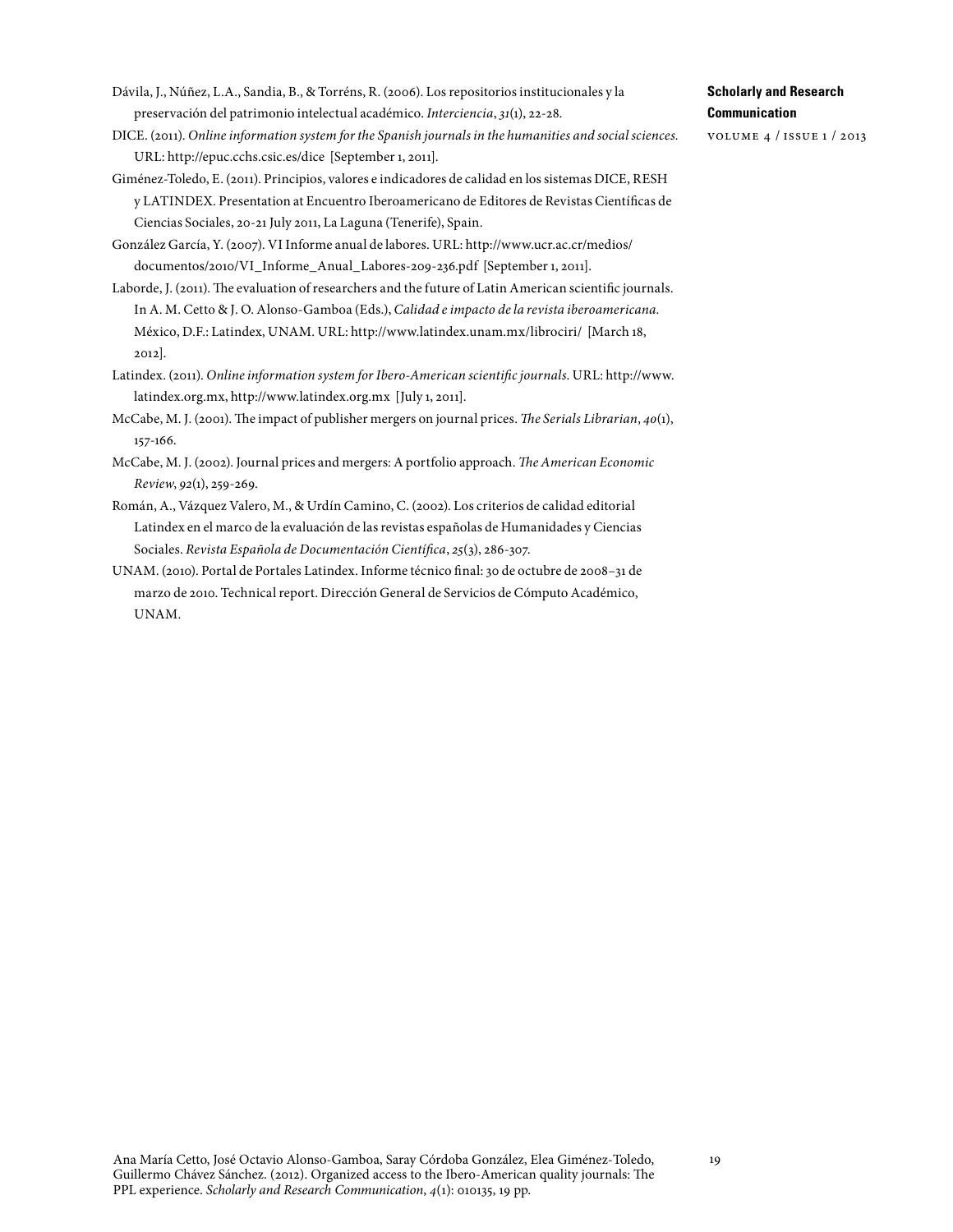Dávila, J., Núñez, L.A., Sandia, B., & Torréns, R. (2006). Los repositorios institucionales y la preservación del patrimonio intelectual académico. *Interciencia*, *31*(1), 22-28.

DICE. (2011). *Online information system for the Spanish journals in the humanities and social sciences*. URL: http://epuc.cchs.csic.es/dice [September 1, 2011].

Giménez-Toledo, E. (2011). Principios, valores e indicadores de calidad en los sistemas DICE, RESH y LATINDEX. Presentation at Encuentro Iberoamericano de Editores de Revistas Científicas de Ciencias Sociales, 20-21 July 2011, La Laguna (Tenerife), Spain.

González García, Y. (2007). VI Informe anual de labores. URL: http://www.ucr.ac.cr/medios/documentos/2010/VI_Informe_Anual_Labores-209-236.pdf [September 1, 2011].

Laborde, J. (2011). The evaluation of researchers and the future of Latin American scientific journals. In A. M. Cetto & J. O. Alonso-Gamboa (Eds.), *Calidad e impacto de la revista iberoamericana*. México, D.F.: Latindex, UNAM. URL: http://www.latindex.unam.mx/librociri/ [March 18, 2012].

Latindex. (2011). *Online information system for Ibero-American scientific journals*. URL: http://www.latindex.org.mx, http://www.latindex.org.mx [July 1, 2011].

McCabe, M. J. (2001). The impact of publisher mergers on journal prices. *The Serials Librarian*, *40*(1), 157-166.

McCabe, M. J. (2002). Journal prices and mergers: A portfolio approach. *The American Economic Review*, *92*(1), 259-269.

Román, A., Vázquez Valero, M., & Urdín Camino, C. (2002). Los criterios de calidad editorial Latindex en el marco de la evaluación de las revistas españolas de Humanidades y Ciencias Sociales. *Revista Española de Documentación Científica*, *25*(3), 286-307.

UNAM. (2010). Portal de Portales Latindex. Informe técnico final: 30 de octubre de 2008–31 de marzo de 2010. Technical report. Dirección General de Servicios de Cómputo Académico, UNAM.